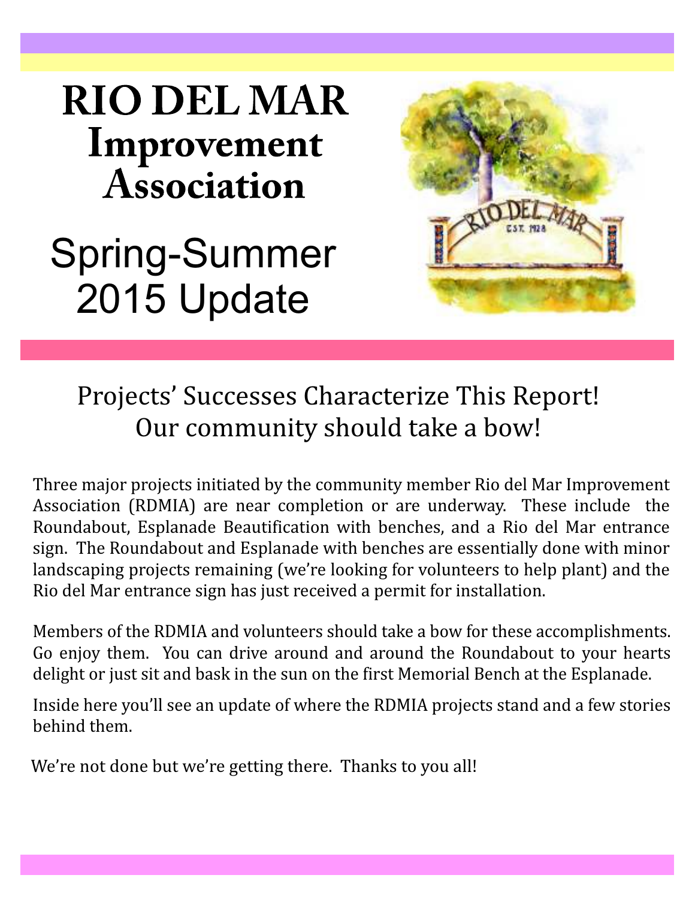# RIO DEL MAR Improvement Association

## Spring-Summer 2015 Update

## Projects' Successes Characterize This Report! Our community should take a bow!

Three major projects initiated by the community member Rio del Mar Improvement Association (RDMIA) are near completion or are underway. These include the Roundabout, Esplanade Beautification with benches, and a Rio del Mar entrance sign. The Roundabout and Esplanade with benches are essentially done with minor landscaping projects remaining (we're looking for volunteers to help plant) and the Rio del Mar entrance sign has just received a permit for installation.

Members of the RDMIA and volunteers should take a bow for these accomplishments. Go enjoy them. You can drive around and around the Roundabout to your hearts delight or just sit and bask in the sun on the first Memorial Bench at the Esplanade.

Inside here you'll see an update of where the RDMIA projects stand and a few stories behind them.

We're not done but we're getting there. Thanks to you all!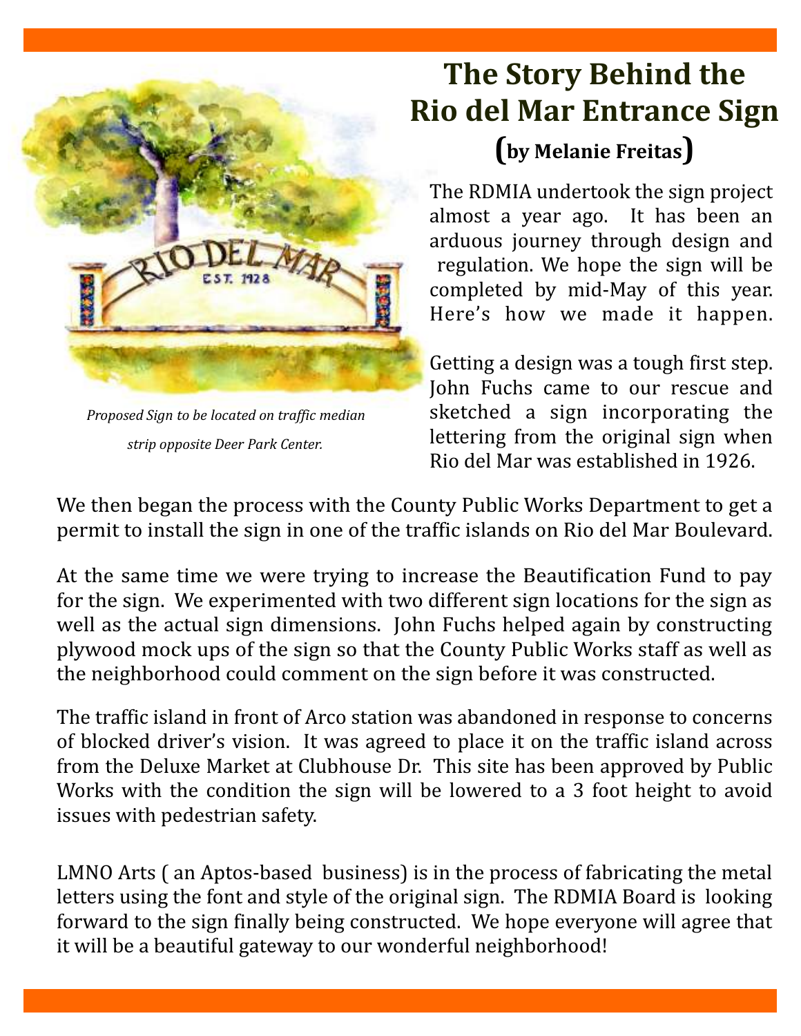# The Story Behind the Rio del Mar Entrance Sign

**(by Melanie Freitas)**

*Proposed Sign to be located on traffic median strip opposite Deer Park Center.*

The RDMIA undertook the sign project almost a year ago. It has been an arduous journey through design and regulation. We hope the sign will be completed by mid-May of this year. Here's how we made it happen.

Getting a design was a tough first step. John Fuchs came to our rescue and sketched a sign incorporating the lettering from the original sign when Rio del Mar was established in 1926.

We then began the process with the County Public Works Department to get a permit to install the sign in one of the traffic islands on Rio del Mar Boulevard.

At the same time we were trying to increase the Beautification Fund to pay for the sign. We experimented with two different sign locations for the sign as well as the actual sign dimensions. John Fuchs helped again by constructing plywood mock ups of the sign so that the County Public Works staff as well as the neighborhood could comment on the sign before it was constructed.

The traffic island in front of Arco station was abandoned in response to concerns of blocked driver's vision. It was agreed to place it on the traffic island across from the Deluxe Market at Clubhouse Dr. This site has been approved by Public Works with the condition the sign will be lowered to a 3 foot height to avoid issues with pedestrian safety.

LMNO Arts ( an Aptos-based business) is in the process of fabricating the metal letters using the font and style of the original sign. The RDMIA Board is looking forward to the sign finally being constructed. We hope everyone will agree that it will be a beautiful gateway to our wonderful neighborhood!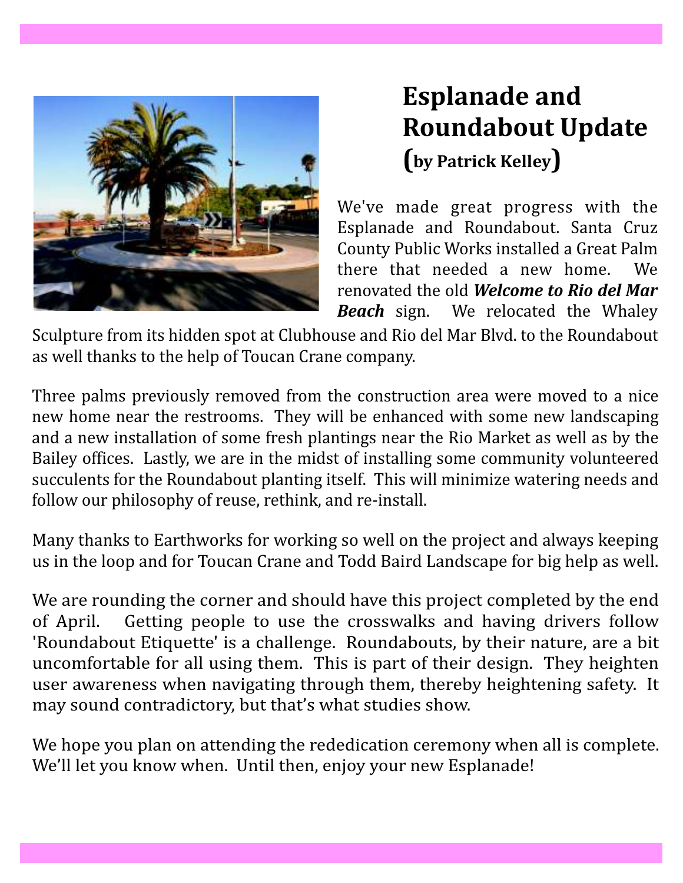# Esplanade and Roundabout Update (by Patrick Kelley)

We've made great progress with the Esplanade and Roundabout. Santa Cruz County Public Works installed a Great Palm there that needed a new home. We renovated the old ***Welcome to Rio del Mar Beach*** sign. We relocated the Whaley Sculpture from its hidden spot at Clubhouse and Rio del Mar Blvd. to the Roundabout as well thanks to the help of Toucan Crane company.

Three palms previously removed from the construction area were moved to a nice new home near the restrooms. They will be enhanced with some new landscaping and a new installation of some fresh plantings near the Rio Market as well as by the Bailey offices. Lastly, we are in the midst of installing some community volunteered succulents for the Roundabout planting itself. This will minimize watering needs and follow our philosophy of reuse, rethink, and re-install.

Many thanks to Earthworks for working so well on the project and always keeping us in the loop and for Toucan Crane and Todd Baird Landscape for big help as well.

We are rounding the corner and should have this project completed by the end of April. Getting people to use the crosswalks and having drivers follow 'Roundabout Etiquette' is a challenge. Roundabouts, by their nature, are a bit uncomfortable for all using them. This is part of their design. They heighten user awareness when navigating through them, thereby heightening safety. It may sound contradictory, but that's what studies show.

We hope you plan on attending the rededication ceremony when all is complete. We'll let you know when. Until then, enjoy your new Esplanade!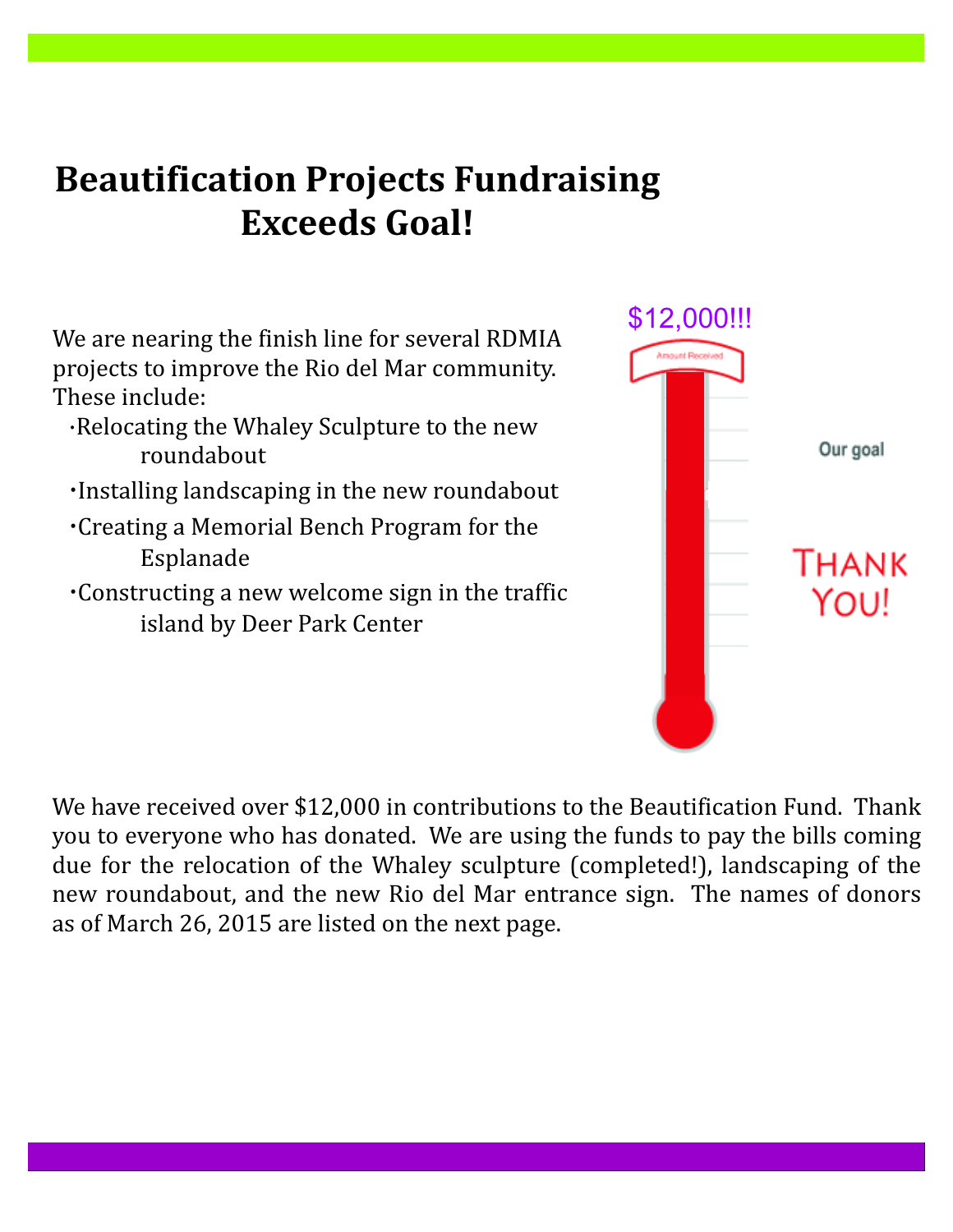# Beautification Projects Fundraising Exceeds Goal!

We are nearing the finish line for several RDMIA projects to improve the Rio del Mar community. These include:

- Relocating the Whaley Sculpture to the new roundabout
- Installing landscaping in the new roundabout
- Creating a Memorial Bench Program for the Esplanade
- Constructing a new welcome sign in the traffic island by Deer Park Center

$12,000!!!

Amount Received

Our goal

THANK YOU!

We have received over $12,000 in contributions to the Beautification Fund. Thank you to everyone who has donated. We are using the funds to pay the bills coming due for the relocation of the Whaley sculpture (completed!), landscaping of the new roundabout, and the new Rio del Mar entrance sign. The names of donors as of March 26, 2015 are listed on the next page.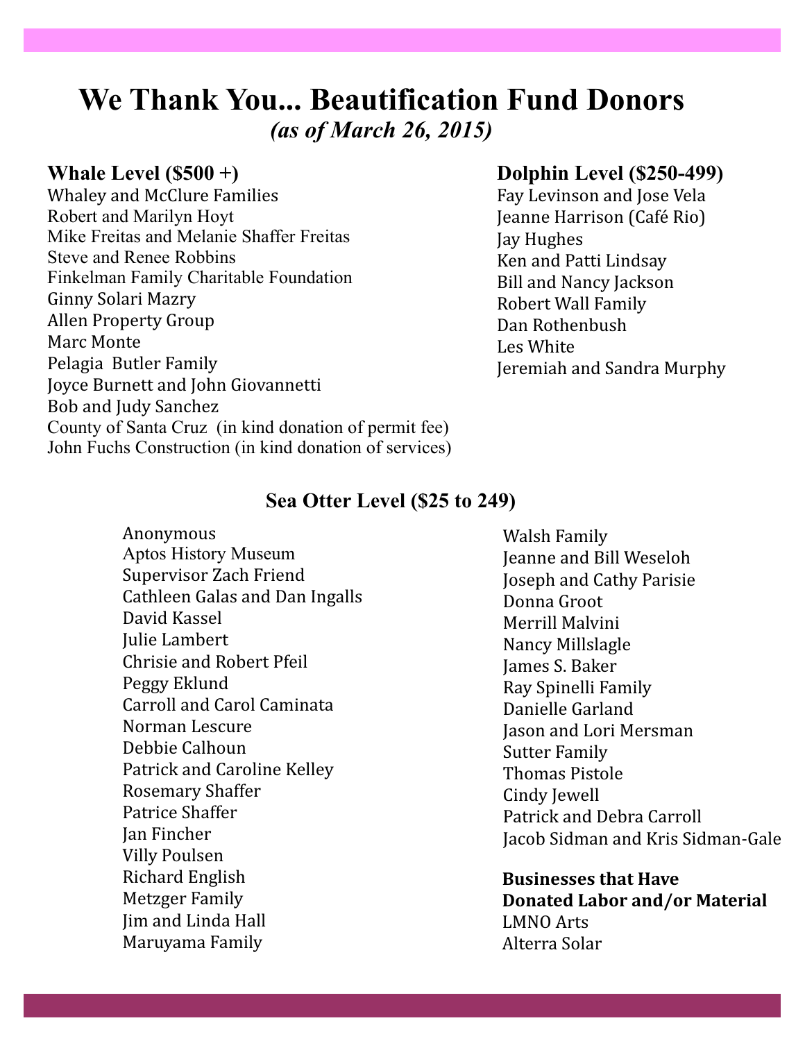# We Thank You... Beautification Fund Donors

***(as of March 26, 2015)***

## Whale Level ($500 +)

Whaley and McClure Families
Robert and Marilyn Hoyt
Mike Freitas and Melanie Shaffer Freitas
Steve and Renee Robbins
Finkelman Family Charitable Foundation
Ginny Solari Mazry
Allen Property Group
Marc Monte
Pelagia Butler Family
Joyce Burnett and John Giovannetti
Bob and Judy Sanchez
County of Santa Cruz (in kind donation of permit fee)
John Fuchs Construction (in kind donation of services)

## Dolphin Level ($250-499)

Fay Levinson and Jose Vela
Jeanne Harrison (Café Rio)
Jay Hughes
Ken and Patti Lindsay
Bill and Nancy Jackson
Robert Wall Family
Dan Rothenbush
Les White
Jeremiah and Sandra Murphy

## Sea Otter Level ($25 to 249)

Anonymous
Aptos History Museum
Supervisor Zach Friend
Cathleen Galas and Dan Ingalls
David Kassel
Julie Lambert
Chrisie and Robert Pfeil
Peggy Eklund
Carroll and Carol Caminata
Norman Lescure
Debbie Calhoun
Patrick and Caroline Kelley
Rosemary Shaffer
Patrice Shaffer
Jan Fincher
Villy Poulsen
Richard English
Metzger Family
Jim and Linda Hall
Maruyama Family
Walsh Family
Jeanne and Bill Weseloh
Joseph and Cathy Parisie
Donna Groot
Merrill Malvini
Nancy Millslagle
James S. Baker
Ray Spinelli Family
Danielle Garland
Jason and Lori Mersman
Sutter Family
Thomas Pistole
Cindy Jewell
Patrick and Debra Carroll
Jacob Sidman and Kris Sidman-Gale

**Businesses that Have Donated Labor and/or Material**

LMNO Arts
Alterra Solar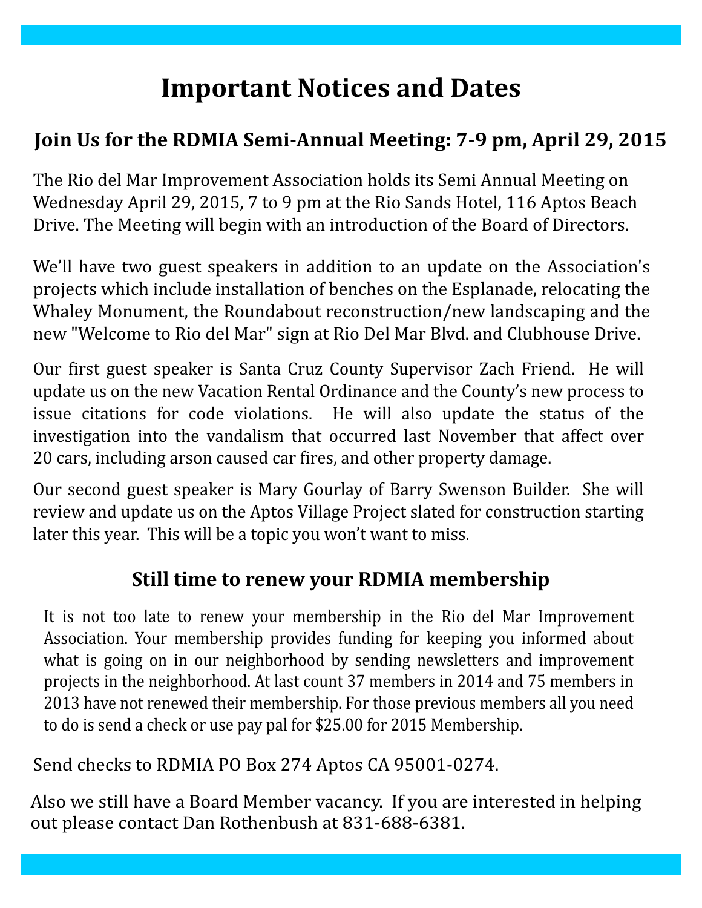# Important Notices and Dates

## Join Us for the RDMIA Semi-Annual Meeting: 7-9 pm, April 29, 2015

The Rio del Mar Improvement Association holds its Semi Annual Meeting on Wednesday April 29, 2015, 7 to 9 pm at the Rio Sands Hotel, 116 Aptos Beach Drive. The Meeting will begin with an introduction of the Board of Directors.

We'll have two guest speakers in addition to an update on the Association's projects which include installation of benches on the Esplanade, relocating the Whaley Monument, the Roundabout reconstruction/new landscaping and the new "Welcome to Rio del Mar" sign at Rio Del Mar Blvd. and Clubhouse Drive.

Our first guest speaker is Santa Cruz County Supervisor Zach Friend. He will update us on the new Vacation Rental Ordinance and the County's new process to issue citations for code violations. He will also update the status of the investigation into the vandalism that occurred last November that affect over 20 cars, including arson caused car fires, and other property damage.

Our second guest speaker is Mary Gourlay of Barry Swenson Builder. She will review and update us on the Aptos Village Project slated for construction starting later this year. This will be a topic you won't want to miss.

## Still time to renew your RDMIA membership

It is not too late to renew your membership in the Rio del Mar Improvement Association. Your membership provides funding for keeping you informed about what is going on in our neighborhood by sending newsletters and improvement projects in the neighborhood. At last count 37 members in 2014 and 75 members in 2013 have not renewed their membership. For those previous members all you need to do is send a check or use pay pal for $25.00 for 2015 Membership.

Send checks to RDMIA PO Box 274 Aptos CA 95001-0274.

Also we still have a Board Member vacancy. If you are interested in helping out please contact Dan Rothenbush at 831-688-6381.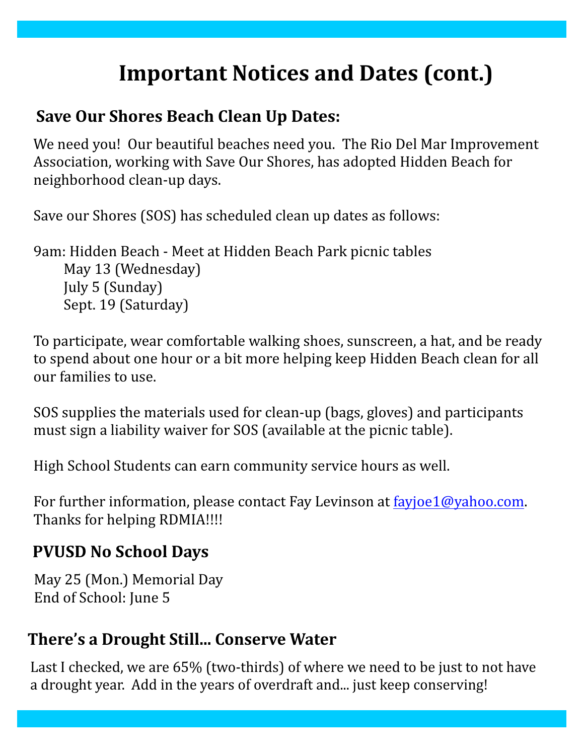# Important Notices and Dates (cont.)

## Save Our Shores Beach Clean Up Dates:

We need you! Our beautiful beaches need you. The Rio Del Mar Improvement Association, working with Save Our Shores, has adopted Hidden Beach for neighborhood clean-up days.

Save our Shores (SOS) has scheduled clean up dates as follows:

9am: Hidden Beach - Meet at Hidden Beach Park picnic tables
- May 13 (Wednesday)
- July 5 (Sunday)
- Sept. 19 (Saturday)

To participate, wear comfortable walking shoes, sunscreen, a hat, and be ready to spend about one hour or a bit more helping keep Hidden Beach clean for all our families to use.

SOS supplies the materials used for clean-up (bags, gloves) and participants must sign a liability waiver for SOS (available at the picnic table).

High School Students can earn community service hours as well.

For further information, please contact Fay Levinson at fayjoe1@yahoo.com. Thanks for helping RDMIA!!!!

## PVUSD No School Days

May 25 (Mon.) Memorial Day
End of School: June 5

## There's a Drought Still... Conserve Water

Last I checked, we are 65% (two-thirds) of where we need to be just to not have a drought year. Add in the years of overdraft and... just keep conserving!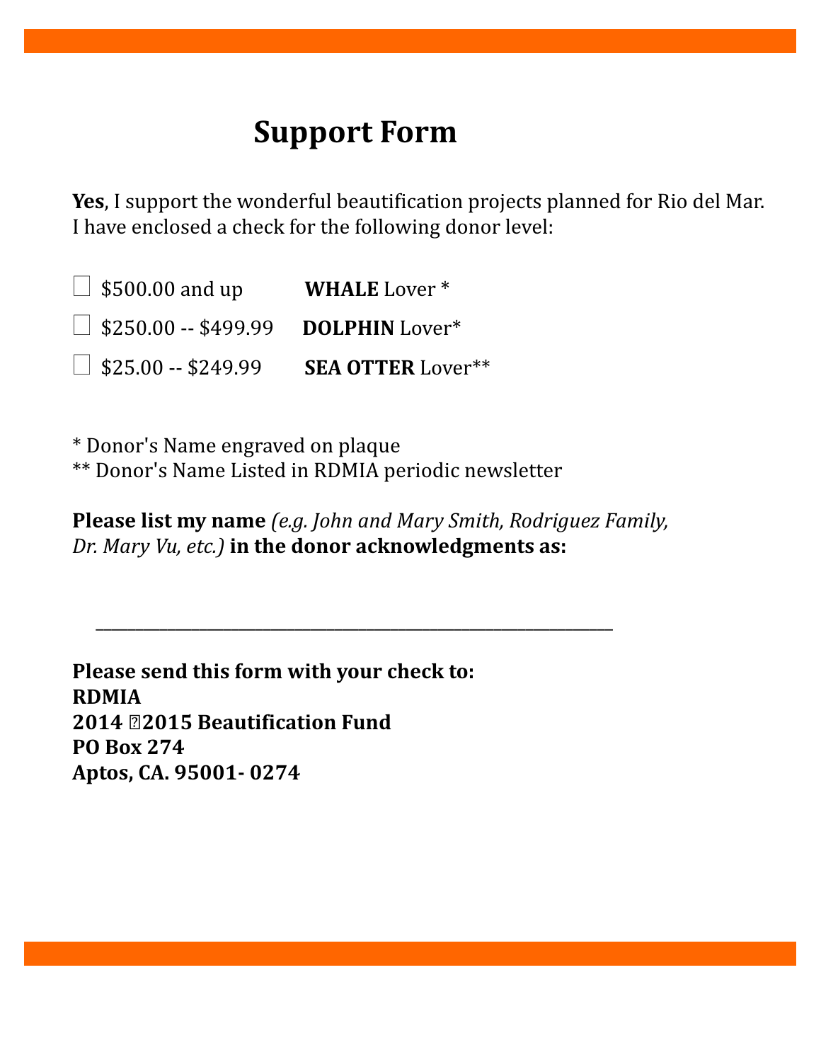# Support Form

**Yes**, I support the wonderful beautification projects planned for Rio del Mar. I have enclosed a check for the following donor level:

☐ $500.00 and up **WHALE** Lover *

☐ $250.00 -- $499.99 **DOLPHIN** Lover*

☐ $25.00 -- $249.99 **SEA OTTER** Lover**

* Donor's Name engraved on plaque
** Donor's Name Listed in RDMIA periodic newsletter

**Please list my name** *(e.g. John and Mary Smith, Rodriguez Family, Dr. Mary Vu, etc.)* **in the donor acknowledgments as:**

\_\_\_\_\_\_\_\_\_\_\_\_\_\_\_\_\_\_\_\_\_\_\_\_\_\_\_\_\_\_\_\_\_\_\_\_\_\_\_\_\_\_\_\_\_\_\_\_\_\_\_\_\_\_\_\_\_\_\_\_

**Please send this form with your check to:**
**RDMIA**
**2014 �2015 Beautification Fund**
**PO Box 274**
**Aptos, CA. 95001- 0274**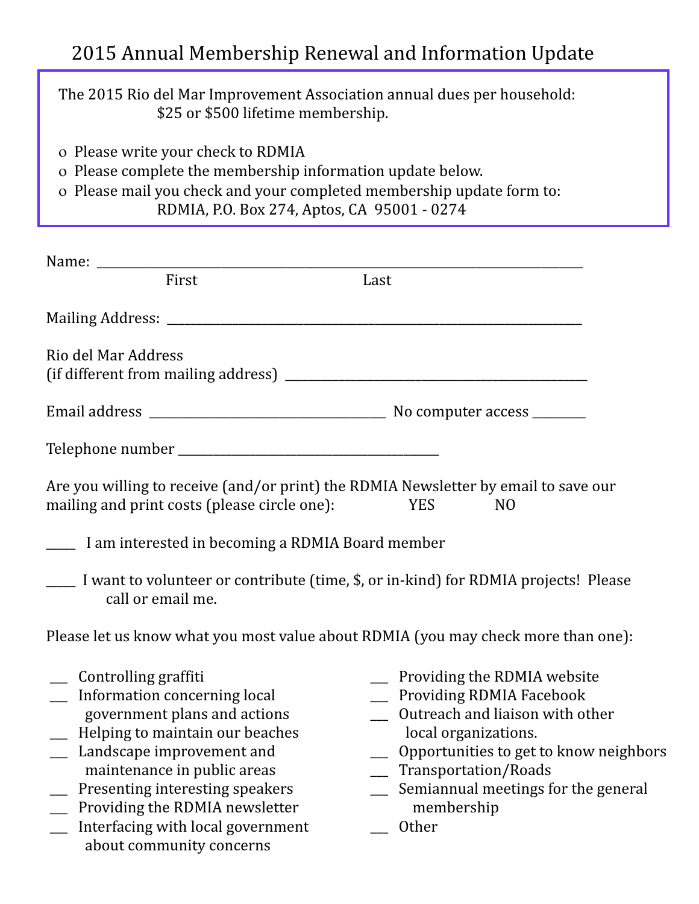# 2015 Annual Membership Renewal and Information Update

The 2015 Rio del Mar Improvement Association annual dues per household:
$25 or $500 lifetime membership.

- Please write your check to RDMIA
- Please complete the membership information update below.
- Please mail you check and your completed membership update form to:
  RDMIA, P.O. Box 274, Aptos, CA 95001 - 0274

Name: ______________________________________________________________
First Last

Mailing Address: ______________________________________________________

Rio del Mar Address
(if different from mailing address) ____________________________________

Email address ______________________________ No computer access ________

Telephone number __________________________________

Are you willing to receive (and/or print) the RDMIA Newsletter by email to save our mailing and print costs (please circle one): YES NO

_____ I am interested in becoming a RDMIA Board member

_____ I want to volunteer or contribute (time, $, or in-kind) for RDMIA projects! Please call or email me.

Please let us know what you most value about RDMIA (you may check more than one):

- ___ Controlling graffiti
- ___ Information concerning local government plans and actions
- ___ Helping to maintain our beaches
- ___ Landscape improvement and maintenance in public areas
- ___ Presenting interesting speakers
- ___ Providing the RDMIA newsletter
- ___ Interfacing with local government about community concerns
- ___ Providing the RDMIA website
- ___ Providing RDMIA Facebook
- ___ Outreach and liaison with other local organizations.
- ___ Opportunities to get to know neighbors
- ___ Transportation/Roads
- ___ Semiannual meetings for the general membership
- ___ Other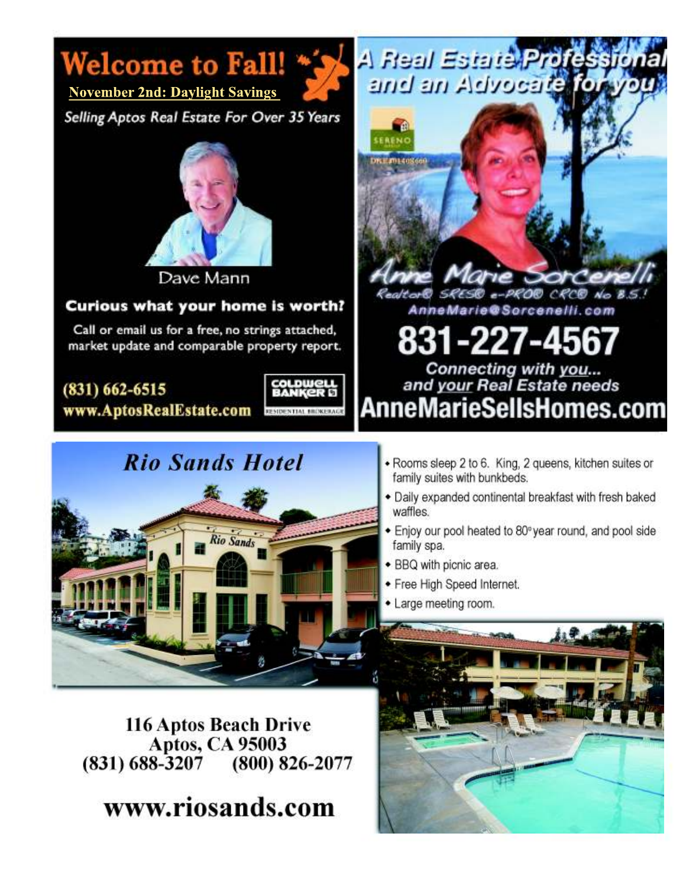# Welcome to Fall!

November 2nd: Daylight Savings

*Selling Aptos Real Estate For Over 35 Years*

Dave Mann

**Curious what your home is worth?**

Call or email us for a free, no strings attached, market update and comparable property report.

**(831) 662-6515**
**www.AptosRealEstate.com**

COLDWELL BANKER RESIDENTIAL BROKERAGE

# *A Real Estate Professional and an Advocate for you*

SERENO GROUP

DRE#01408660

*Anne Marie Sorcenelli*

*Realtor® SRES® e-PRO® CRC® No B.S.!*

*AnneMarie@Sorcenelli.com*

## 831-227-4567

*Connecting with you... and your Real Estate needs*

**AnneMarieSellsHomes.com**

# *Rio Sands Hotel*

- Rooms sleep 2 to 6. King, 2 queens, kitchen suites or family suites with bunkbeds.
- Daily expanded continental breakfast with fresh baked waffles.
- Enjoy our pool heated to 80° year round, and pool side family spa.
- BBQ with picnic area.
- Free High Speed Internet.
- Large meeting room.

**116 Aptos Beach Drive**
**Aptos, CA 95003**
**(831) 688-3207 (800) 826-2077**

**www.riosands.com**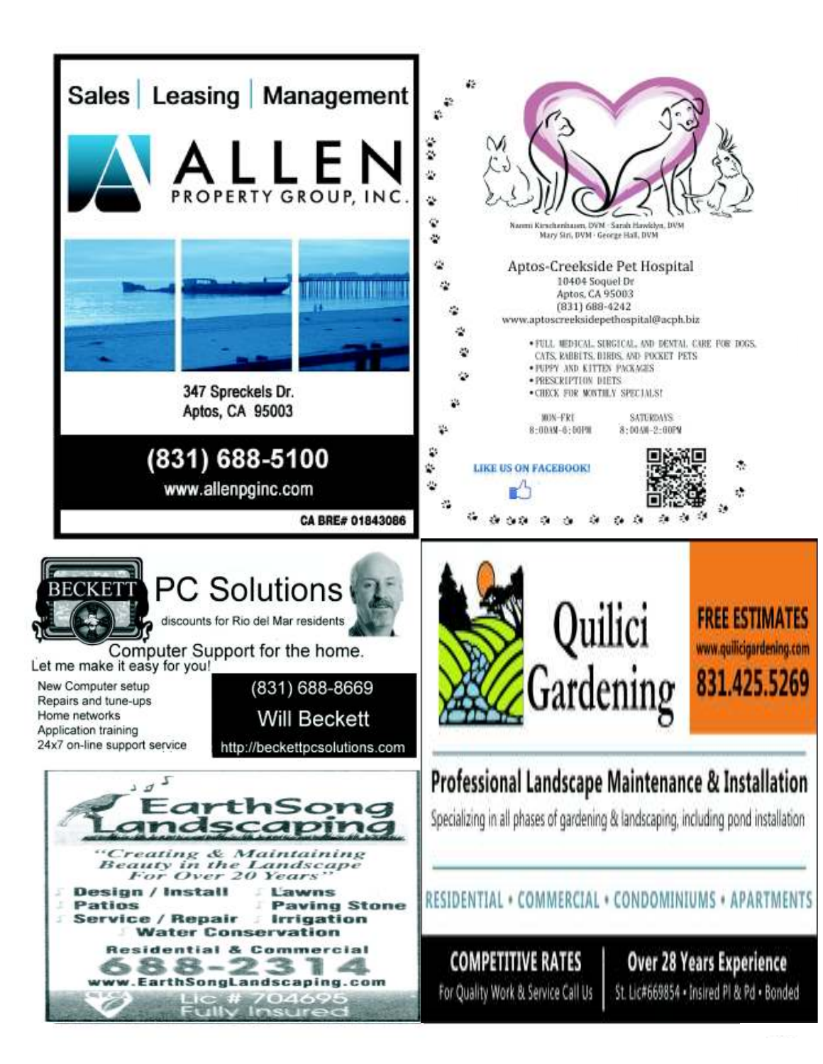Sales | Leasing | Management

# ALLEN PROPERTY GROUP, INC.

347 Spreckels Dr.
Aptos, CA 95003

(831) 688-5100

www.allenpginc.com

CA BRE# 01843086

---

Naomi Kirschenbaum, DVM · Sarah Hawklyn, DVM
Mary Siri, DVM · George Hall, DVM

## Aptos-Creekside Pet Hospital

10404 Soquel Dr
Aptos, CA 95003
(831) 688-4242
www.aptoscreeksidepethospital@acph.biz

- FULL MEDICAL, SURGICAL, AND DENTAL CARE FOR DOGS, CATS, RABBITS, BIRDS, AND POCKET PETS
- PUPPY AND KITTEN PACKAGES
- PRESCRIPTION DIETS
- CHECK FOR MONTHLY SPECIALS!

MON-FRI 8:00AM-6:00PM
SATURDAYS 8:00AM-2:00PM

LIKE US ON FACEBOOK!

---

BECKETT

## PC Solutions

discounts for Rio del Mar residents

Computer Support for the home.
Let me make it easy for you!

- New Computer setup
- Repairs and tune-ups
- Home networks
- Application training
- 24x7 on-line support service

(831) 688-8669
Will Beckett
http://beckettpcsolutions.com

---

## Quilici Gardening

FREE ESTIMATES
www.quilicigardening.com
831.425.5269

**Professional Landscape Maintenance & Installation**

Specializing in all phases of gardening & landscaping, including pond installation

RESIDENTIAL • COMMERCIAL • CONDOMINIUMS • APARTMENTS

**COMPETITIVE RATES**
For Quality Work & Service Call Us

**Over 28 Years Experience**
St. Lic#669854 • Insired Pl & Pd • Bonded

---

## EarthSong Landscaping

*"Creating & Maintaining Beauty in the Landscape For Over 20 Years"*

- Design / Install
- Patios
- Service / Repair
- Lawns
- Paving Stone
- Irrigation
- Water Conservation

Residential & Commercial

688-2314

www.EarthSongLandscaping.com

Lic # 704695
Fully Insured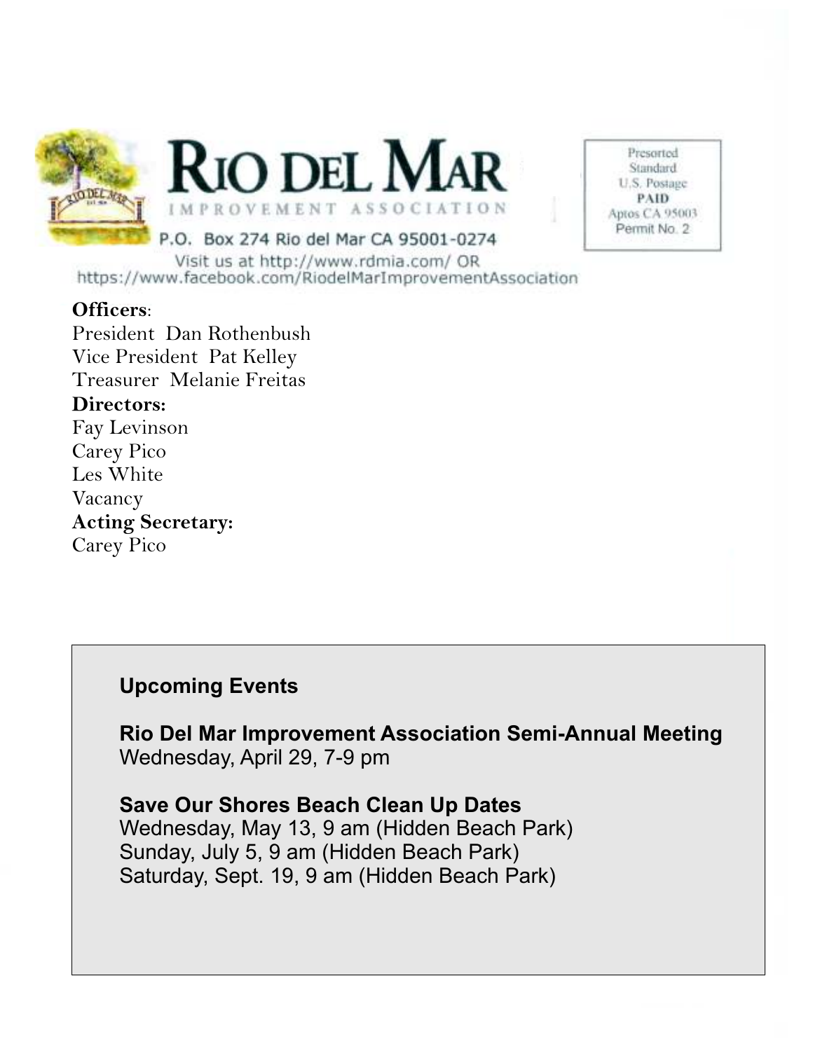# RIO DEL MAR

IMPROVEMENT ASSOCIATION

P.O. Box 274 Rio del Mar CA 95001-0274

Visit us at http://www.rdmia.com/ OR https://www.facebook.com/RiodelMarImprovementAssociation

Presorted
Standard
U.S. Postage
**PAID**
Aptos CA 95003
Permit No. 2

**Officers**:
President Dan Rothenbush
Vice President Pat Kelley
Treasurer Melanie Freitas

**Directors:**
Fay Levinson
Carey Pico
Les White
Vacancy

**Acting Secretary:**
Carey Pico

## Upcoming Events

**Rio Del Mar Improvement Association Semi-Annual Meeting**
Wednesday, April 29, 7-9 pm

**Save Our Shores Beach Clean Up Dates**
Wednesday, May 13, 9 am (Hidden Beach Park)
Sunday, July 5, 9 am (Hidden Beach Park)
Saturday, Sept. 19, 9 am (Hidden Beach Park)